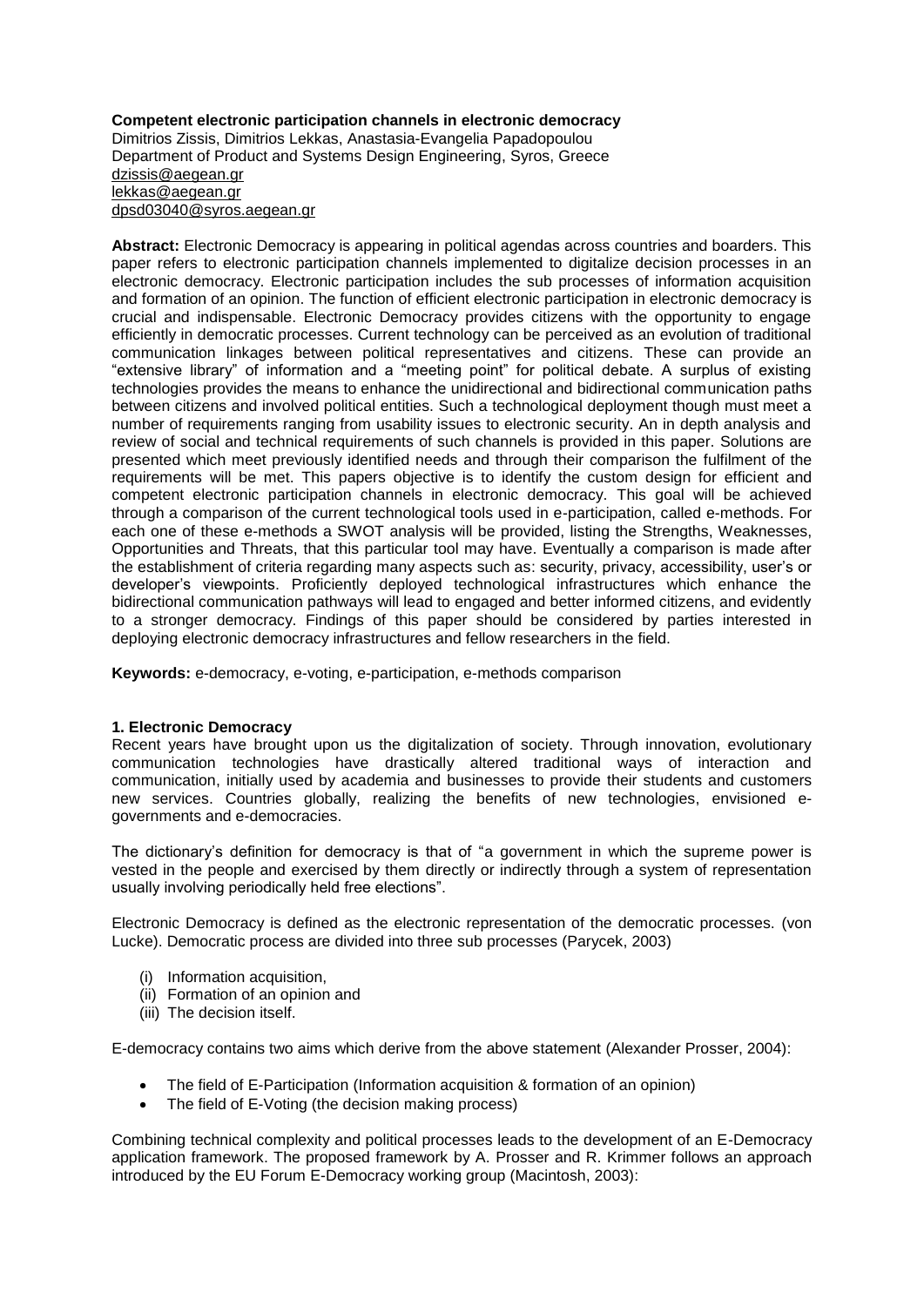**Competent electronic participation channels in electronic democracy**

Dimitrios Zissis, Dimitrios Lekkas, Anastasia-Evangelia Papadopoulou
Department of Product and Systems Design Engineering, Syros, Greece
dzissis@aegean.gr
lekkas@aegean.gr
dpsd03040@syros.aegean.gr

**Abstract:** Electronic Democracy is appearing in political agendas across countries and boarders. This paper refers to electronic participation channels implemented to digitalize decision processes in an electronic democracy. Electronic participation includes the sub processes of information acquisition and formation of an opinion. The function of efficient electronic participation in electronic democracy is crucial and indispensable. Electronic Democracy provides citizens with the opportunity to engage efficiently in democratic processes. Current technology can be perceived as an evolution of traditional communication linkages between political representatives and citizens. These can provide an "extensive library" of information and a "meeting point" for political debate. A surplus of existing technologies provides the means to enhance the unidirectional and bidirectional communication paths between citizens and involved political entities. Such a technological deployment though must meet a number of requirements ranging from usability issues to electronic security. An in depth analysis and review of social and technical requirements of such channels is provided in this paper. Solutions are presented which meet previously identified needs and through their comparison the fulfilment of the requirements will be met. This papers objective is to identify the custom design for efficient and competent electronic participation channels in electronic democracy. This goal will be achieved through a comparison of the current technological tools used in e-participation, called e-methods. For each one of these e-methods a SWOT analysis will be provided, listing the Strengths, Weaknesses, Opportunities and Threats, that this particular tool may have. Eventually a comparison is made after the establishment of criteria regarding many aspects such as: security, privacy, accessibility, user's or developer's viewpoints. Proficiently deployed technological infrastructures which enhance the bidirectional communication pathways will lead to engaged and better informed citizens, and evidently to a stronger democracy. Findings of this paper should be considered by parties interested in deploying electronic democracy infrastructures and fellow researchers in the field.

**Keywords:** e-democracy, e-voting, e-participation, e-methods comparison

## 1. Electronic Democracy

Recent years have brought upon us the digitalization of society. Through innovation, evolutionary communication technologies have drastically altered traditional ways of interaction and communication, initially used by academia and businesses to provide their students and customers new services. Countries globally, realizing the benefits of new technologies, envisioned e-governments and e-democracies.

The dictionary's definition for democracy is that of "a government in which the supreme power is vested in the people and exercised by them directly or indirectly through a system of representation usually involving periodically held free elections".

Electronic Democracy is defined as the electronic representation of the democratic processes. (von Lucke). Democratic process are divided into three sub processes (Parycek, 2003)

(i) Information acquisition,
(ii) Formation of an opinion and
(iii) The decision itself.

E-democracy contains two aims which derive from the above statement (Alexander Prosser, 2004):

- The field of E-Participation (Information acquisition & formation of an opinion)
- The field of E-Voting (the decision making process)

Combining technical complexity and political processes leads to the development of an E-Democracy application framework. The proposed framework by A. Prosser and R. Krimmer follows an approach introduced by the EU Forum E-Democracy working group (Macintosh, 2003):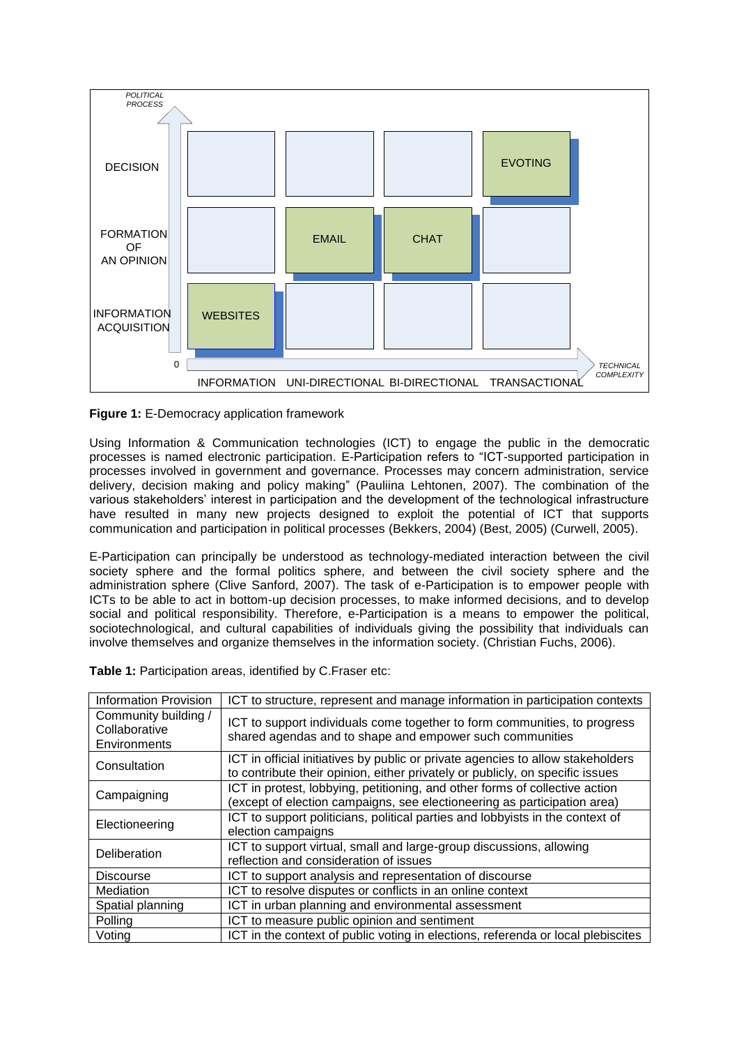**Figure 1:** E-Democracy application framework

Using Information & Communication technologies (ICT) to engage the public in the democratic processes is named electronic participation. E-Participation refers to "ICT-supported participation in processes involved in government and governance. Processes may concern administration, service delivery, decision making and policy making" (Pauliina Lehtonen, 2007). The combination of the various stakeholders' interest in participation and the development of the technological infrastructure have resulted in many new projects designed to exploit the potential of ICT that supports communication and participation in political processes (Bekkers, 2004) (Best, 2005) (Curwell, 2005).

E-Participation can principally be understood as technology-mediated interaction between the civil society sphere and the formal politics sphere, and between the civil society sphere and the administration sphere (Clive Sanford, 2007). The task of e-Participation is to empower people with ICTs to be able to act in bottom-up decision processes, to make informed decisions, and to develop social and political responsibility. Therefore, e-Participation is a means to empower the political, sociotechnological, and cultural capabilities of individuals giving the possibility that individuals can involve themselves and organize themselves in the information society. (Christian Fuchs, 2006).

**Table 1:** Participation areas, identified by C.Fraser etc:

| Area | Description |
|---|---|
| Information Provision | ICT to structure, represent and manage information in participation contexts |
| Community building / Collaborative Environments | ICT to support individuals come together to form communities, to progress shared agendas and to shape and empower such communities |
| Consultation | ICT in official initiatives by public or private agencies to allow stakeholders to contribute their opinion, either privately or publicly, on specific issues |
| Campaigning | ICT in protest, lobbying, petitioning, and other forms of collective action (except of election campaigns, see electioneering as participation area) |
| Electioneering | ICT to support politicians, political parties and lobbyists in the context of election campaigns |
| Deliberation | ICT to support virtual, small and large-group discussions, allowing reflection and consideration of issues |
| Discourse | ICT to support analysis and representation of discourse |
| Mediation | ICT to resolve disputes or conflicts in an online context |
| Spatial planning | ICT in urban planning and environmental assessment |
| Polling | ICT to measure public opinion and sentiment |
| Voting | ICT in the context of public voting in elections, referenda or local plebiscites |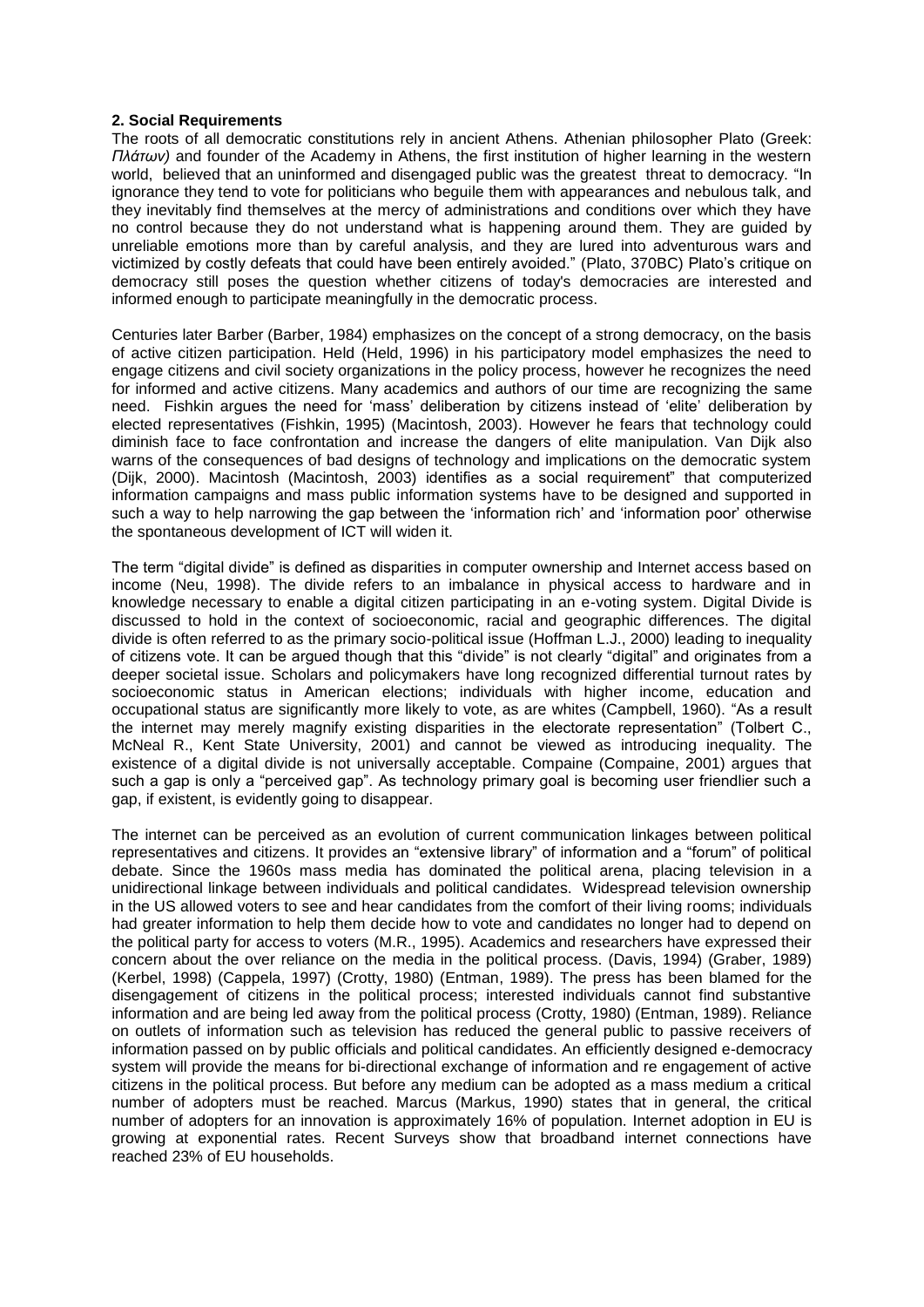**2. Social Requirements**

The roots of all democratic constitutions rely in ancient Athens. Athenian philosopher Plato (Greek: *Πλάτων)* and founder of the Academy in Athens, the first institution of higher learning in the western world, believed that an uninformed and disengaged public was the greatest threat to democracy. "In ignorance they tend to vote for politicians who beguile them with appearances and nebulous talk, and they inevitably find themselves at the mercy of administrations and conditions over which they have no control because they do not understand what is happening around them. They are guided by unreliable emotions more than by careful analysis, and they are lured into adventurous wars and victimized by costly defeats that could have been entirely avoided." (Plato, 370BC) Plato's critique on democracy still poses the question whether citizens of today's democracies are interested and informed enough to participate meaningfully in the democratic process.

Centuries later Barber (Barber, 1984) emphasizes on the concept of a strong democracy, on the basis of active citizen participation. Held (Held, 1996) in his participatory model emphasizes the need to engage citizens and civil society organizations in the policy process, however he recognizes the need for informed and active citizens. Many academics and authors of our time are recognizing the same need. Fishkin argues the need for 'mass' deliberation by citizens instead of 'elite' deliberation by elected representatives (Fishkin, 1995) (Macintosh, 2003). However he fears that technology could diminish face to face confrontation and increase the dangers of elite manipulation. Van Dijk also warns of the consequences of bad designs of technology and implications on the democratic system (Dijk, 2000). Macintosh (Macintosh, 2003) identifies as a social requirement" that computerized information campaigns and mass public information systems have to be designed and supported in such a way to help narrowing the gap between the 'information rich' and 'information poor' otherwise the spontaneous development of ICT will widen it.

The term "digital divide" is defined as disparities in computer ownership and Internet access based on income (Neu, 1998). The divide refers to an imbalance in physical access to hardware and in knowledge necessary to enable a digital citizen participating in an e-voting system. Digital Divide is discussed to hold in the context of socioeconomic, racial and geographic differences. The digital divide is often referred to as the primary socio-political issue (Hoffman L.J., 2000) leading to inequality of citizens vote. It can be argued though that this "divide" is not clearly "digital" and originates from a deeper societal issue. Scholars and policymakers have long recognized differential turnout rates by socioeconomic status in American elections; individuals with higher income, education and occupational status are significantly more likely to vote, as are whites (Campbell, 1960). "As a result the internet may merely magnify existing disparities in the electorate representation" (Tolbert C., McNeal R., Kent State University, 2001) and cannot be viewed as introducing inequality. The existence of a digital divide is not universally acceptable. Compaine (Compaine, 2001) argues that such a gap is only a "perceived gap". As technology primary goal is becoming user friendlier such a gap, if existent, is evidently going to disappear.

The internet can be perceived as an evolution of current communication linkages between political representatives and citizens. It provides an "extensive library" of information and a "forum" of political debate. Since the 1960s mass media has dominated the political arena, placing television in a unidirectional linkage between individuals and political candidates. Widespread television ownership in the US allowed voters to see and hear candidates from the comfort of their living rooms; individuals had greater information to help them decide how to vote and candidates no longer had to depend on the political party for access to voters (M.R., 1995). Academics and researchers have expressed their concern about the over reliance on the media in the political process. (Davis, 1994) (Graber, 1989) (Kerbel, 1998) (Cappela, 1997) (Crotty, 1980) (Entman, 1989). The press has been blamed for the disengagement of citizens in the political process; interested individuals cannot find substantive information and are being led away from the political process (Crotty, 1980) (Entman, 1989). Reliance on outlets of information such as television has reduced the general public to passive receivers of information passed on by public officials and political candidates. An efficiently designed e-democracy system will provide the means for bi-directional exchange of information and re engagement of active citizens in the political process. But before any medium can be adopted as a mass medium a critical number of adopters must be reached. Marcus (Markus, 1990) states that in general, the critical number of adopters for an innovation is approximately 16% of population. Internet adoption in EU is growing at exponential rates. Recent Surveys show that broadband internet connections have reached 23% of EU households.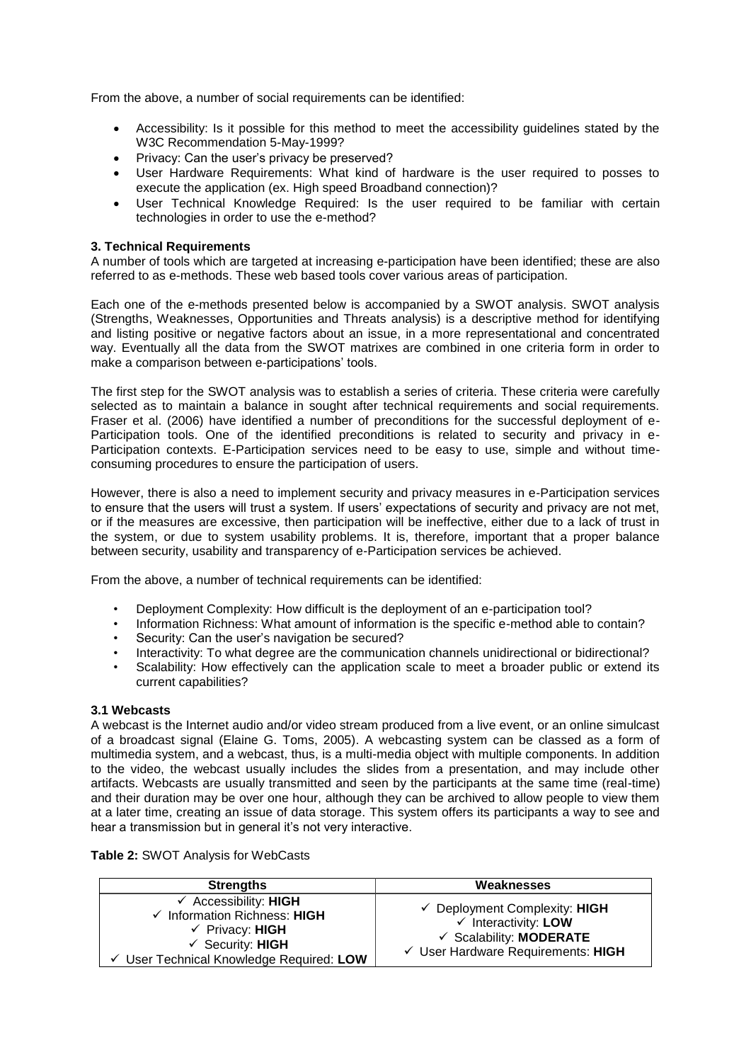From the above, a number of social requirements can be identified:

- Accessibility: Is it possible for this method to meet the accessibility guidelines stated by the W3C Recommendation 5-May-1999?
- Privacy: Can the user's privacy be preserved?
- User Hardware Requirements: What kind of hardware is the user required to posses to execute the application (ex. High speed Broadband connection)?
- User Technical Knowledge Required: Is the user required to be familiar with certain technologies in order to use the e-method?

### 3. Technical Requirements

A number of tools which are targeted at increasing e-participation have been identified; these are also referred to as e-methods. These web based tools cover various areas of participation.

Each one of the e-methods presented below is accompanied by a SWOT analysis. SWOT analysis (Strengths, Weaknesses, Opportunities and Threats analysis) is a descriptive method for identifying and listing positive or negative factors about an issue, in a more representational and concentrated way. Eventually all the data from the SWOT matrixes are combined in one criteria form in order to make a comparison between e-participations' tools.

The first step for the SWOT analysis was to establish a series of criteria. These criteria were carefully selected as to maintain a balance in sought after technical requirements and social requirements. Fraser et al. (2006) have identified a number of preconditions for the successful deployment of e-Participation tools. One of the identified preconditions is related to security and privacy in e-Participation contexts. E-Participation services need to be easy to use, simple and without time-consuming procedures to ensure the participation of users.

However, there is also a need to implement security and privacy measures in e-Participation services to ensure that the users will trust a system. If users' expectations of security and privacy are not met, or if the measures are excessive, then participation will be ineffective, either due to a lack of trust in the system, or due to system usability problems. It is, therefore, important that a proper balance between security, usability and transparency of e-Participation services be achieved.

From the above, a number of technical requirements can be identified:

- Deployment Complexity: How difficult is the deployment of an e-participation tool?
- Information Richness: What amount of information is the specific e-method able to contain?
- Security: Can the user's navigation be secured?
- Interactivity: To what degree are the communication channels unidirectional or bidirectional?
- Scalability: How effectively can the application scale to meet a broader public or extend its current capabilities?

### 3.1 Webcasts

A webcast is the Internet audio and/or video stream produced from a live event, or an online simulcast of a broadcast signal (Elaine G. Toms, 2005). A webcasting system can be classed as a form of multimedia system, and a webcast, thus, is a multi-media object with multiple components. In addition to the video, the webcast usually includes the slides from a presentation, and may include other artifacts. Webcasts are usually transmitted and seen by the participants at the same time (real-time) and their duration may be over one hour, although they can be archived to allow people to view them at a later time, creating an issue of data storage. This system offers its participants a way to see and hear a transmission but in general it's not very interactive.

**Table 2:** SWOT Analysis for WebCasts

| Strengths | Weaknesses |
|---|---|
| ✓ Accessibility: **HIGH**<br>✓ Information Richness: **HIGH**<br>✓ Privacy: **HIGH**<br>✓ Security: **HIGH**<br>✓ User Technical Knowledge Required: **LOW** | ✓ Deployment Complexity: **HIGH**<br>✓ Interactivity: **LOW**<br>✓ Scalability: **MODERATE**<br>✓ User Hardware Requirements: **HIGH** |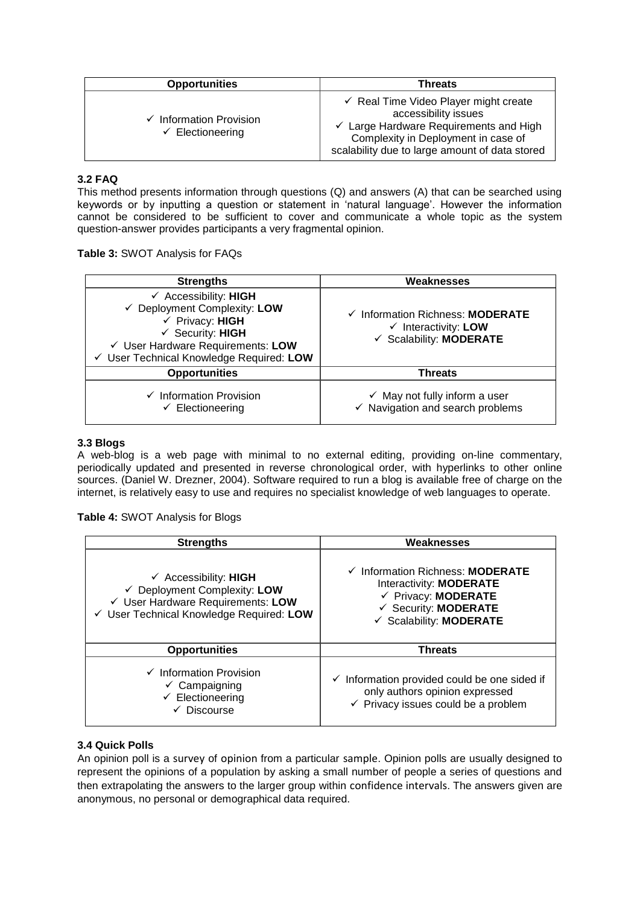| Opportunities | Threats |
| --- | --- |
| ✓ Information Provision<br>✓ Electioneering | ✓ Real Time Video Player might create accessibility issues<br>✓ Large Hardware Requirements and High Complexity in Deployment in case of scalability due to large amount of data stored |

### 3.2 FAQ

This method presents information through questions (Q) and answers (A) that can be searched using keywords or by inputting a question or statement in 'natural language'. However the information cannot be considered to be sufficient to cover and communicate a whole topic as the system question-answer provides participants a very fragmental opinion.

**Table 3:** SWOT Analysis for FAQs

| Strengths | Weaknesses |
| --- | --- |
| ✓ Accessibility: **HIGH**<br>✓ Deployment Complexity: **LOW**<br>✓ Privacy: **HIGH**<br>✓ Security: **HIGH**<br>✓ User Hardware Requirements: **LOW**<br>✓ User Technical Knowledge Required: **LOW** | ✓ Information Richness: **MODERATE**<br>✓ Interactivity: **LOW**<br>✓ Scalability: **MODERATE** |
| **Opportunities** | **Threats** |
| ✓ Information Provision<br>✓ Electioneering | ✓ May not fully inform a user<br>✓ Navigation and search problems |

### 3.3 Blogs

A web-blog is a web page with minimal to no external editing, providing on-line commentary, periodically updated and presented in reverse chronological order, with hyperlinks to other online sources. (Daniel W. Drezner, 2004). Software required to run a blog is available free of charge on the internet, is relatively easy to use and requires no specialist knowledge of web languages to operate.

**Table 4:** SWOT Analysis for Blogs

| Strengths | Weaknesses |
| --- | --- |
| ✓ Accessibility: **HIGH**<br>✓ Deployment Complexity: **LOW**<br>✓ User Hardware Requirements: **LOW**<br>✓ User Technical Knowledge Required: **LOW** | ✓ Information Richness: **MODERATE**<br>Interactivity: **MODERATE**<br>✓ Privacy: **MODERATE**<br>✓ Security: **MODERATE**<br>✓ Scalability: **MODERATE** |
| **Opportunities** | **Threats** |
| ✓ Information Provision<br>✓ Campaigning<br>✓ Electioneering<br>✓ Discourse | ✓ Information provided could be one sided if only authors opinion expressed<br>✓ Privacy issues could be a problem |

### 3.4 Quick Polls

An opinion poll is a survey of opinion from a particular sample. Opinion polls are usually designed to represent the opinions of a population by asking a small number of people a series of questions and then extrapolating the answers to the larger group within confidence intervals. The answers given are anonymous, no personal or demographical data required.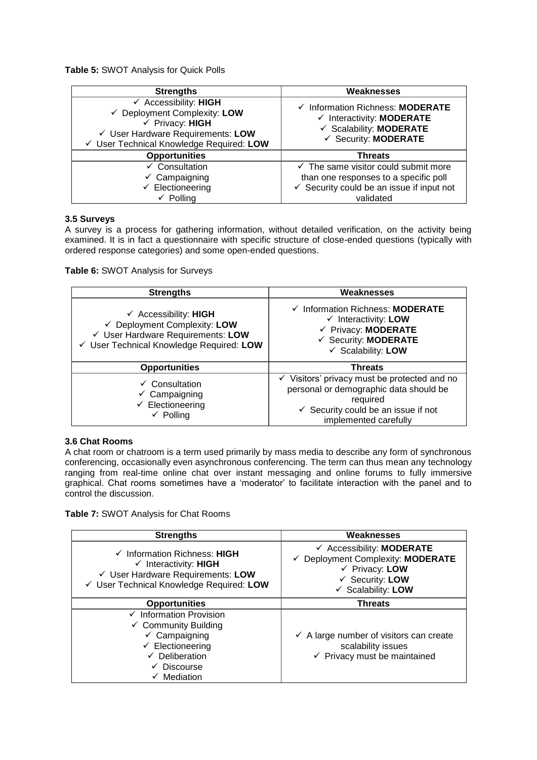**Table 5:** SWOT Analysis for Quick Polls

| Strengths | Weaknesses |
| --- | --- |
| ✓ Accessibility: **HIGH**<br>✓ Deployment Complexity: **LOW**<br>✓ Privacy: **HIGH**<br>✓ User Hardware Requirements: **LOW**<br>✓ User Technical Knowledge Required: **LOW** | ✓ Information Richness: **MODERATE**<br>✓ Interactivity: **MODERATE**<br>✓ Scalability: **MODERATE**<br>✓ Security: **MODERATE** |
| **Opportunities** | **Threats** |
| ✓ Consultation<br>✓ Campaigning<br>✓ Electioneering<br>✓ Polling | ✓ The same visitor could submit more than one responses to a specific poll<br>✓ Security could be an issue if input not validated |

### 3.5 Surveys

A survey is a process for gathering information, without detailed verification, on the activity being examined. It is in fact a questionnaire with specific structure of close-ended questions (typically with ordered response categories) and some open-ended questions.

**Table 6:** SWOT Analysis for Surveys

| Strengths | Weaknesses |
| --- | --- |
| ✓ Accessibility: **HIGH**<br>✓ Deployment Complexity: **LOW**<br>✓ User Hardware Requirements: **LOW**<br>✓ User Technical Knowledge Required: **LOW** | ✓ Information Richness: **MODERATE**<br>✓ Interactivity: **LOW**<br>✓ Privacy: **MODERATE**<br>✓ Security: **MODERATE**<br>✓ Scalability: **LOW** |
| **Opportunities** | **Threats** |
| ✓ Consultation<br>✓ Campaigning<br>✓ Electioneering<br>✓ Polling | ✓ Visitors' privacy must be protected and no personal or demographic data should be required<br>✓ Security could be an issue if not implemented carefully |

### 3.6 Chat Rooms

A chat room or chatroom is a term used primarily by mass media to describe any form of synchronous conferencing, occasionally even asynchronous conferencing. The term can thus mean any technology ranging from real-time online chat over instant messaging and online forums to fully immersive graphical. Chat rooms sometimes have a 'moderator' to facilitate interaction with the panel and to control the discussion.

**Table 7:** SWOT Analysis for Chat Rooms

| Strengths | Weaknesses |
| --- | --- |
| ✓ Information Richness: **HIGH**<br>✓ Interactivity: **HIGH**<br>✓ User Hardware Requirements: **LOW**<br>✓ User Technical Knowledge Required: **LOW** | ✓ Accessibility: **MODERATE**<br>✓ Deployment Complexity: **MODERATE**<br>✓ Privacy: **LOW**<br>✓ Security: **LOW**<br>✓ Scalability: **LOW** |
| **Opportunities** | **Threats** |
| ✓ Information Provision<br>✓ Community Building<br>✓ Campaigning<br>✓ Electioneering<br>✓ Deliberation<br>✓ Discourse<br>✓ Mediation | ✓ A large number of visitors can create scalability issues<br>✓ Privacy must be maintained |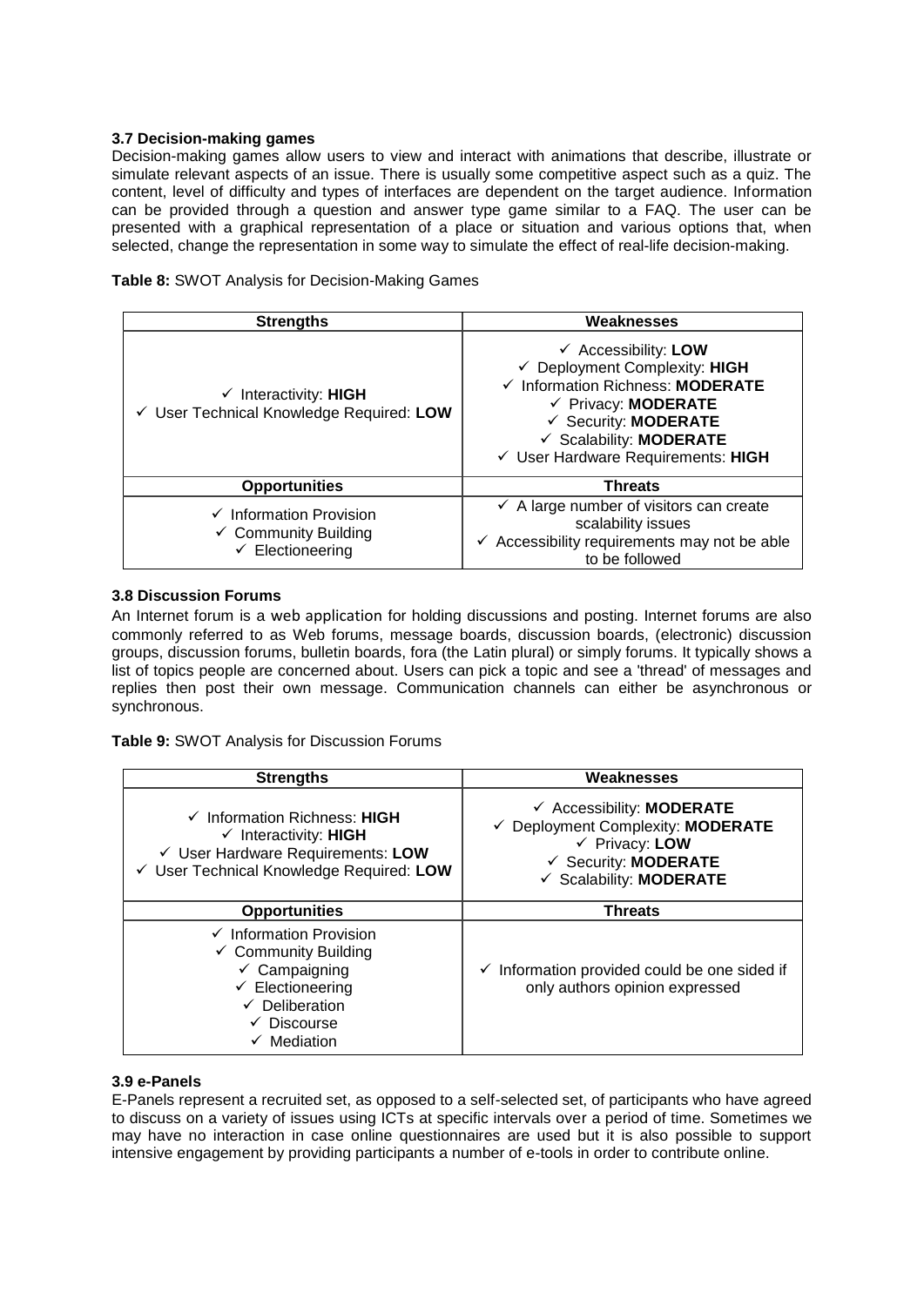### 3.7 Decision-making games

Decision-making games allow users to view and interact with animations that describe, illustrate or simulate relevant aspects of an issue. There is usually some competitive aspect such as a quiz. The content, level of difficulty and types of interfaces are dependent on the target audience. Information can be provided through a question and answer type game similar to a FAQ. The user can be presented with a graphical representation of a place or situation and various options that, when selected, change the representation in some way to simulate the effect of real-life decision-making.

**Table 8:** SWOT Analysis for Decision-Making Games

| Strengths | Weaknesses |
|---|---|
| ✓ Interactivity: **HIGH**<br>✓ User Technical Knowledge Required: **LOW** | ✓ Accessibility: **LOW**<br>✓ Deployment Complexity: **HIGH**<br>✓ Information Richness: **MODERATE**<br>✓ Privacy: **MODERATE**<br>✓ Security: **MODERATE**<br>✓ Scalability: **MODERATE**<br>✓ User Hardware Requirements: **HIGH** |
| **Opportunities** | **Threats** |
| ✓ Information Provision<br>✓ Community Building<br>✓ Electioneering | ✓ A large number of visitors can create scalability issues<br>✓ Accessibility requirements may not be able to be followed |

### 3.8 Discussion Forums

An Internet forum is a web application for holding discussions and posting. Internet forums are also commonly referred to as Web forums, message boards, discussion boards, (electronic) discussion groups, discussion forums, bulletin boards, fora (the Latin plural) or simply forums. It typically shows a list of topics people are concerned about. Users can pick a topic and see a 'thread' of messages and replies then post their own message. Communication channels can either be asynchronous or synchronous.

**Table 9:** SWOT Analysis for Discussion Forums

| Strengths | Weaknesses |
|---|---|
| ✓ Information Richness: **HIGH**<br>✓ Interactivity: **HIGH**<br>✓ User Hardware Requirements: **LOW**<br>✓ User Technical Knowledge Required: **LOW** | ✓ Accessibility: **MODERATE**<br>✓ Deployment Complexity: **MODERATE**<br>✓ Privacy: **LOW**<br>✓ Security: **MODERATE**<br>✓ Scalability: **MODERATE** |
| **Opportunities** | **Threats** |
| ✓ Information Provision<br>✓ Community Building<br>✓ Campaigning<br>✓ Electioneering<br>✓ Deliberation<br>✓ Discourse<br>✓ Mediation | ✓ Information provided could be one sided if only authors opinion expressed |

### 3.9 e-Panels

E-Panels represent a recruited set, as opposed to a self-selected set, of participants who have agreed to discuss on a variety of issues using ICTs at specific intervals over a period of time. Sometimes we may have no interaction in case online questionnaires are used but it is also possible to support intensive engagement by providing participants a number of e-tools in order to contribute online.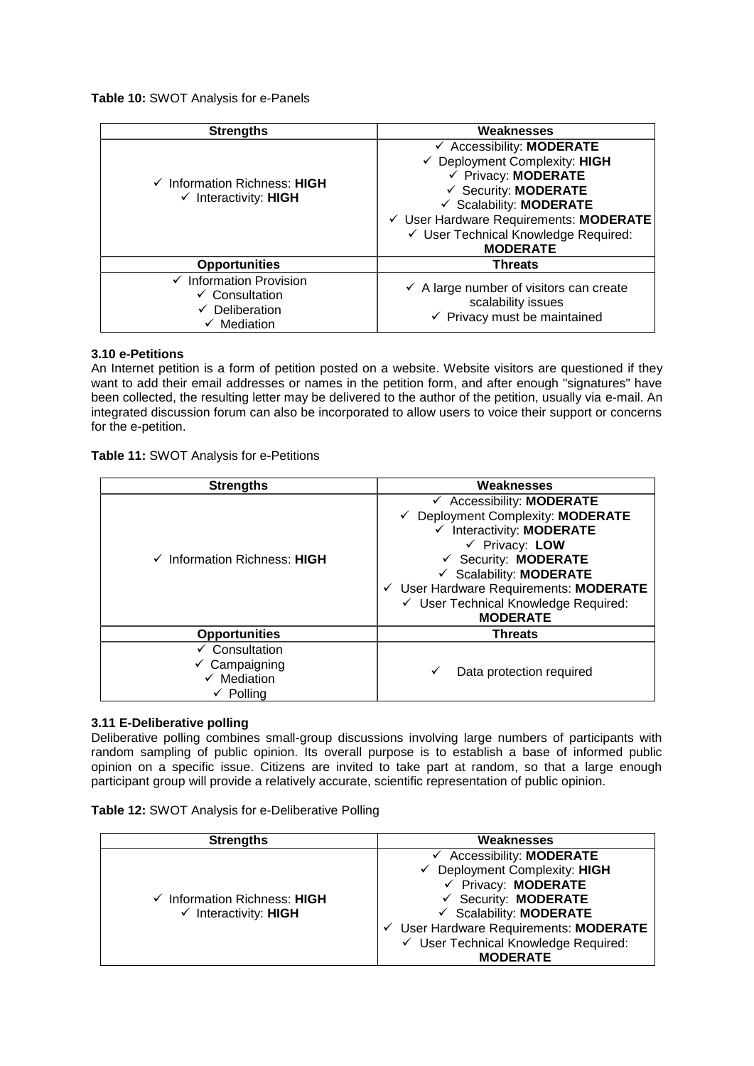**Table 10:** SWOT Analysis for e-Panels

| Strengths | Weaknesses |
|---|---|
| ✓ Information Richness: **HIGH**<br>✓ Interactivity: **HIGH** | ✓ Accessibility: **MODERATE**<br>✓ Deployment Complexity: **HIGH**<br>✓ Privacy: **MODERATE**<br>✓ Security: **MODERATE**<br>✓ Scalability: **MODERATE**<br>✓ User Hardware Requirements: **MODERATE**<br>✓ User Technical Knowledge Required: **MODERATE** |
| **Opportunities** | **Threats** |
| ✓ Information Provision<br>✓ Consultation<br>✓ Deliberation<br>✓ Mediation | ✓ A large number of visitors can create scalability issues<br>✓ Privacy must be maintained |

### 3.10 e-Petitions

An Internet petition is a form of petition posted on a website. Website visitors are questioned if they want to add their email addresses or names in the petition form, and after enough "signatures" have been collected, the resulting letter may be delivered to the author of the petition, usually via e-mail. An integrated discussion forum can also be incorporated to allow users to voice their support or concerns for the e-petition.

**Table 11:** SWOT Analysis for e-Petitions

| Strengths | Weaknesses |
|---|---|
| ✓ Information Richness: **HIGH** | ✓ Accessibility: **MODERATE**<br>✓ Deployment Complexity: **MODERATE**<br>✓ Interactivity: **MODERATE**<br>✓ Privacy: **LOW**<br>✓ Security: **MODERATE**<br>✓ Scalability: **MODERATE**<br>✓ User Hardware Requirements: **MODERATE**<br>✓ User Technical Knowledge Required: **MODERATE** |
| **Opportunities** | **Threats** |
| ✓ Consultation<br>✓ Campaigning<br>✓ Mediation<br>✓ Polling | ✓ Data protection required |

### 3.11 E-Deliberative polling

Deliberative polling combines small-group discussions involving large numbers of participants with random sampling of public opinion. Its overall purpose is to establish a base of informed public opinion on a specific issue. Citizens are invited to take part at random, so that a large enough participant group will provide a relatively accurate, scientific representation of public opinion.

**Table 12:** SWOT Analysis for e-Deliberative Polling

| Strengths | Weaknesses |
|---|---|
| ✓ Information Richness: **HIGH**<br>✓ Interactivity: **HIGH** | ✓ Accessibility: **MODERATE**<br>✓ Deployment Complexity: **HIGH**<br>✓ Privacy: **MODERATE**<br>✓ Security: **MODERATE**<br>✓ Scalability: **MODERATE**<br>✓ User Hardware Requirements: **MODERATE**<br>✓ User Technical Knowledge Required: **MODERATE** |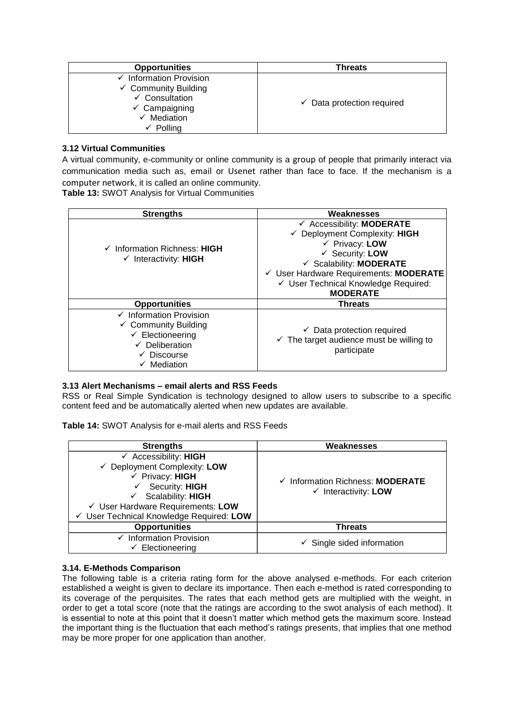| Opportunities | Threats |
| --- | --- |
| ✓ Information Provision<br>✓ Community Building<br>✓ Consultation<br>✓ Campaigning<br>✓ Mediation<br>✓ Polling | ✓ Data protection required |

### 3.12 Virtual Communities

A virtual community, e-community or online community is a group of people that primarily interact via communication media such as, email or Usenet rather than face to face. If the mechanism is a computer network, it is called an online community.

**Table 13:** SWOT Analysis for Virtual Communities

| Strengths | Weaknesses |
| --- | --- |
| ✓ Information Richness: **HIGH**<br>✓ Interactivity: **HIGH** | ✓ Accessibility: **MODERATE**<br>✓ Deployment Complexity: **HIGH**<br>✓ Privacy: **LOW**<br>✓ Security: **LOW**<br>✓ Scalability: **MODERATE**<br>✓ User Hardware Requirements: **MODERATE**<br>✓ User Technical Knowledge Required: **MODERATE** |
| **Opportunities** | **Threats** |
| ✓ Information Provision<br>✓ Community Building<br>✓ Electioneering<br>✓ Deliberation<br>✓ Discourse<br>✓ Mediation | ✓ Data protection required<br>✓ The target audience must be willing to participate |

### 3.13 Alert Mechanisms – email alerts and RSS Feeds

RSS or Real Simple Syndication is technology designed to allow users to subscribe to a specific content feed and be automatically alerted when new updates are available.

**Table 14:** SWOT Analysis for e-mail alerts and RSS Feeds

| Strengths | Weaknesses |
| --- | --- |
| ✓ Accessibility: **HIGH**<br>✓ Deployment Complexity: **LOW**<br>✓ Privacy: **HIGH**<br>✓ Security: **HIGH**<br>✓ Scalability: **HIGH**<br>✓ User Hardware Requirements: **LOW**<br>✓ User Technical Knowledge Required: **LOW** | ✓ Information Richness: **MODERATE**<br>✓ Interactivity: **LOW** |
| **Opportunities** | **Threats** |
| ✓ Information Provision<br>✓ Electioneering | ✓ Single sided information |

### 3.14. E-Methods Comparison

The following table is a criteria rating form for the above analysed e-methods. For each criterion established a weight is given to declare its importance. Then each e-method is rated corresponding to its coverage of the perquisites. The rates that each method gets are multiplied with the weight, in order to get a total score (note that the ratings are according to the swot analysis of each method). It is essential to note at this point that it doesn't matter which method gets the maximum score. Instead the important thing is the fluctuation that each method's ratings presents, that implies that one method may be more proper for one application than another.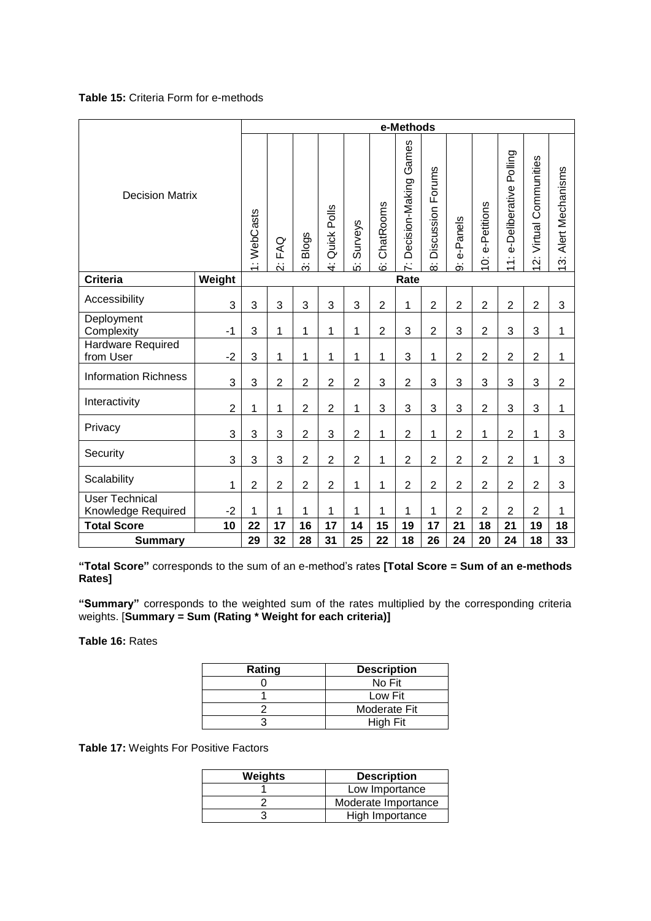**Table 15:** Criteria Form for e-methods

| Decision Matrix | | e-Methods | | | | | | | | | | | | |
|---|---|---|---|---|---|---|---|---|---|---|---|---|---|---|
| | | 1: WebCasts | 2: FAQ | 3: Blogs | 4: Quick Polls | 5: Surveys | 6: ChatRooms | 7: Decision-Making Games | 8: Discussion Forums | 9: e-Panels | 10: e-Petitions | 11: e-Deliberative Polling | 12: Virtual Communities | 13: Alert Mechanisms |
| **Criteria** | **Weight** | **Rate** | | | | | | | | | | | | |
| Accessibility | 3 | 3 | 3 | 3 | 3 | 3 | 2 | 1 | 2 | 2 | 2 | 2 | 2 | 3 |
| Deployment Complexity | -1 | 3 | 1 | 1 | 1 | 1 | 2 | 3 | 2 | 3 | 2 | 3 | 3 | 1 |
| Hardware Required from User | -2 | 3 | 1 | 1 | 1 | 1 | 1 | 3 | 1 | 2 | 2 | 2 | 2 | 1 |
| Information Richness | 3 | 3 | 2 | 2 | 2 | 2 | 3 | 2 | 3 | 3 | 3 | 3 | 3 | 2 |
| Interactivity | 2 | 1 | 1 | 2 | 2 | 1 | 3 | 3 | 3 | 3 | 2 | 3 | 3 | 1 |
| Privacy | 3 | 3 | 3 | 2 | 3 | 2 | 1 | 2 | 1 | 2 | 1 | 2 | 1 | 3 |
| Security | 3 | 3 | 3 | 2 | 2 | 2 | 1 | 2 | 2 | 2 | 2 | 2 | 1 | 3 |
| Scalability | 1 | 2 | 2 | 2 | 2 | 1 | 1 | 2 | 2 | 2 | 2 | 2 | 2 | 3 |
| User Technical Knowledge Required | -2 | 1 | 1 | 1 | 1 | 1 | 1 | 1 | 1 | 2 | 2 | 2 | 2 | 1 |
| **Total Score** | **10** | **22** | **17** | **16** | **17** | **14** | **15** | **19** | **17** | **21** | **18** | **21** | **19** | **18** |
| **Summary** | | **29** | **32** | **28** | **31** | **25** | **22** | **18** | **26** | **24** | **20** | **24** | **18** | **33** |

**"Total Score"** corresponds to the sum of an e-method's rates **[Total Score = Sum of an e-methods Rates]**

**"Summary"** corresponds to the weighted sum of the rates multiplied by the corresponding criteria weights. [**Summary = Sum (Rating * Weight for each criteria)]**

**Table 16:** Rates

| Rating | Description |
|---|---|
| 0 | No Fit |
| 1 | Low Fit |
| 2 | Moderate Fit |
| 3 | High Fit |

**Table 17:** Weights For Positive Factors

| Weights | Description |
|---|---|
| 1 | Low Importance |
| 2 | Moderate Importance |
| 3 | High Importance |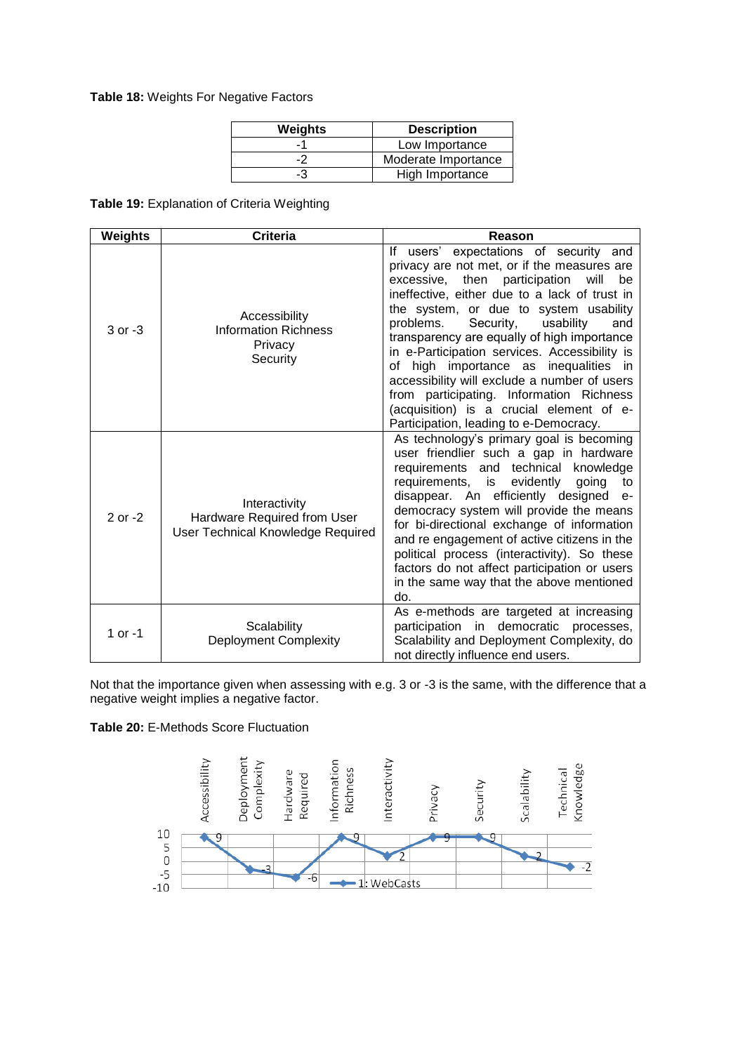**Table 18:** Weights For Negative Factors

| Weights | Description |
|---|---|
| -1 | Low Importance |
| -2 | Moderate Importance |
| -3 | High Importance |

**Table 19:** Explanation of Criteria Weighting

| Weights | Criteria | Reason |
|---|---|---|
| 3 or -3 | Accessibility<br>Information Richness<br>Privacy<br>Security | If users' expectations of security and privacy are not met, or if the measures are excessive, then participation will be ineffective, either due to a lack of trust in the system, or due to system usability problems. Security, usability and transparency are equally of high importance in e-Participation services. Accessibility is of high importance as inequalities in accessibility will exclude a number of users from participating. Information Richness (acquisition) is a crucial element of e-Participation, leading to e-Democracy. |
| 2 or -2 | Interactivity<br>Hardware Required from User<br>User Technical Knowledge Required | As technology's primary goal is becoming user friendlier such a gap in hardware requirements and technical knowledge requirements, is evidently going to disappear. An efficiently designed e-democracy system will provide the means for bi-directional exchange of information and re engagement of active citizens in the political process (interactivity). So these factors do not affect participation or users in the same way that the above mentioned do. |
| 1 or -1 | Scalability<br>Deployment Complexity | As e-methods are targeted at increasing participation in democratic processes, Scalability and Deployment Complexity, do not directly influence end users. |

Not that the importance given when assessing with e.g. 3 or -3 is the same, with the difference that a negative weight implies a negative factor.

**Table 20:** E-Methods Score Fluctuation

| | Accessibility | Deployment Complexity | Hardware Required | Information Richness | Interactivity | Privacy | Security | Scalability | Technical Knowledge |
|---|---|---|---|---|---|---|---|---|---|
| 1: WebCasts | 9 | -3 | -6 | 9 | 2 | 9 | 9 | 2 | -2 |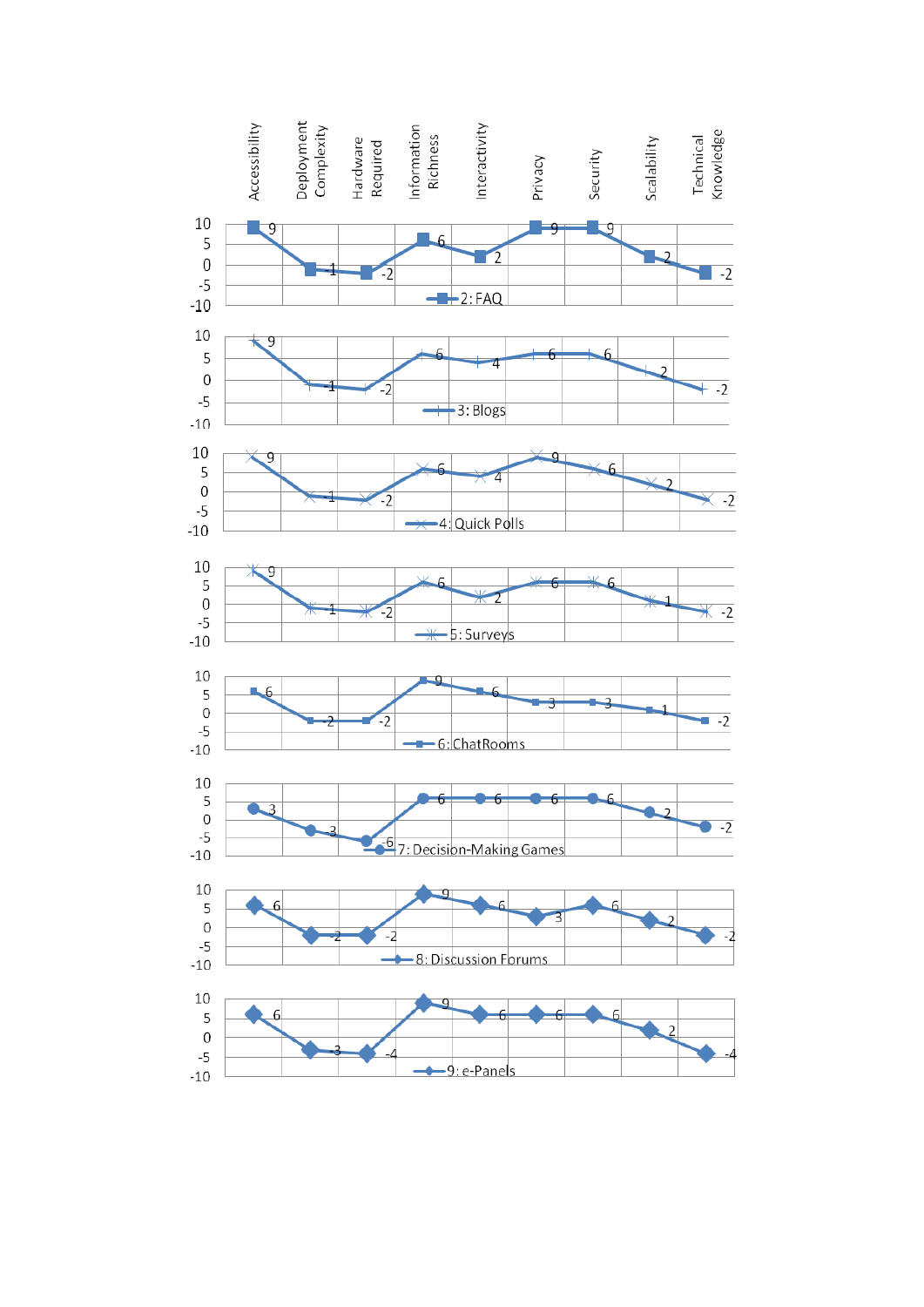| | Accessibility | Deployment Complexity | Hardware Required | Information Richness | Interactivity | Privacy | Security | Scalability | Technical Knowledge |
|---|---|---|---|---|---|---|---|---|---|
| 2: FAQ | 9 | -1 | -2 | 6 | 2 | 9 | 9 | 2 | -2 |
| 3: Blogs | 9 | -1 | -2 | 6 | 4 | 6 | 6 | 2 | -2 |
| 4: Quick Polls | 9 | -1 | -2 | 6 | 4 | 9 | 6 | 2 | -2 |
| 5: Surveys | 9 | -1 | -2 | 6 | 2 | 6 | 6 | 1 | -2 |
| 6: ChatRooms | 6 | -2 | -2 | 9 | 6 | 3 | 3 | 1 | -2 |
| 7: Decision-Making Games | 3 | -3 | -6 | 6 | 6 | 6 | 6 | 2 | -2 |
| 8: Discussion Forums | 6 | -2 | -2 | 9 | 6 | 3 | 6 | 2 | -2 |
| 9: e-Panels | 6 | -3 | -4 | 9 | 6 | 6 | 6 | 2 | -4 |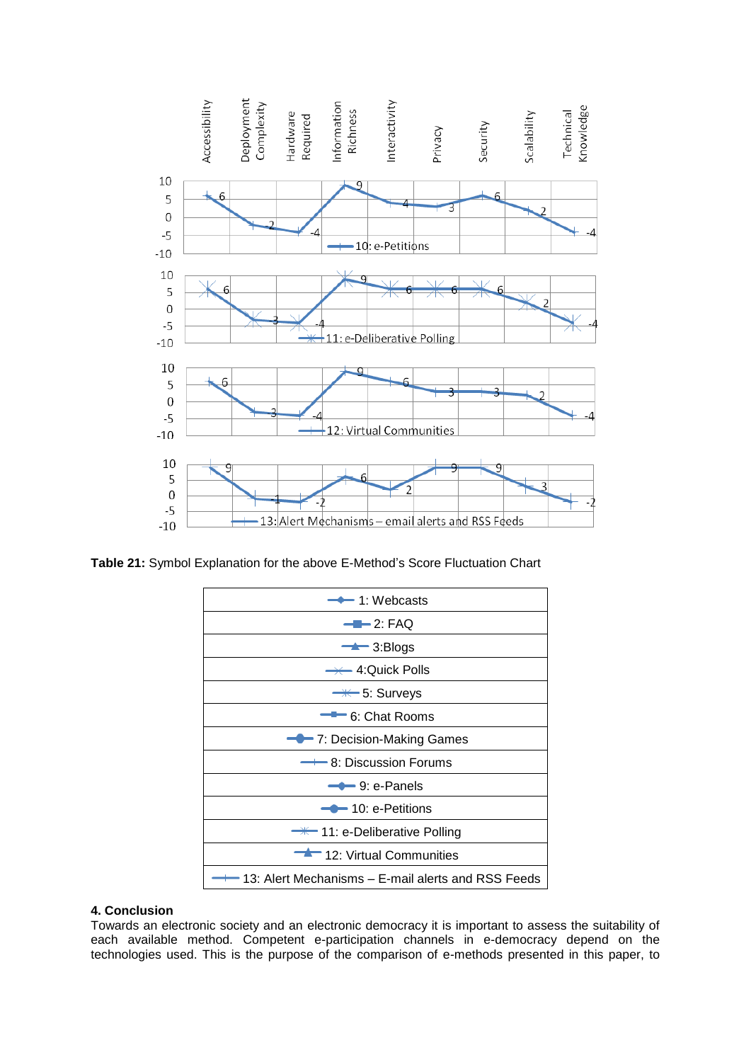| | Accessibility | Deployment Complexity | Hardware Required | Information Richness | Interactivity | Privacy | Security | Scalability | Technical Knowledge |
|---|---|---|---|---|---|---|---|---|---|
| 10: e-Petitions | 6 | -2 | -4 | 9 | 4 | 3 | 6 | 2 | -4 |
| 11: e-Deliberative Polling | 6 | -3 | -4 | 9 | 6 | 6 | 6 | 2 | -4 |
| 12: Virtual Communities | 6 | -3 | -4 | 9 | 6 | 3 | 3 | 2 | -4 |
| 13: Alert Mechanisms – email alerts and RSS Feeds | 9 | -1 | -2 | 6 | 2 | 9 | 9 | 3 | -2 |

**Table 21:** Symbol Explanation for the above E-Method's Score Fluctuation Chart

| |
|---|
| 1: Webcasts |
| 2: FAQ |
| 3:Blogs |
| 4:Quick Polls |
| 5: Surveys |
| 6: Chat Rooms |
| 7: Decision-Making Games |
| 8: Discussion Forums |
| 9: e-Panels |
| 10: e-Petitions |
| 11: e-Deliberative Polling |
| 12: Virtual Communities |
| 13: Alert Mechanisms – E-mail alerts and RSS Feeds |

**4. Conclusion**

Towards an electronic society and an electronic democracy it is important to assess the suitability of each available method. Competent e-participation channels in e-democracy depend on the technologies used. This is the purpose of the comparison of e-methods presented in this paper, to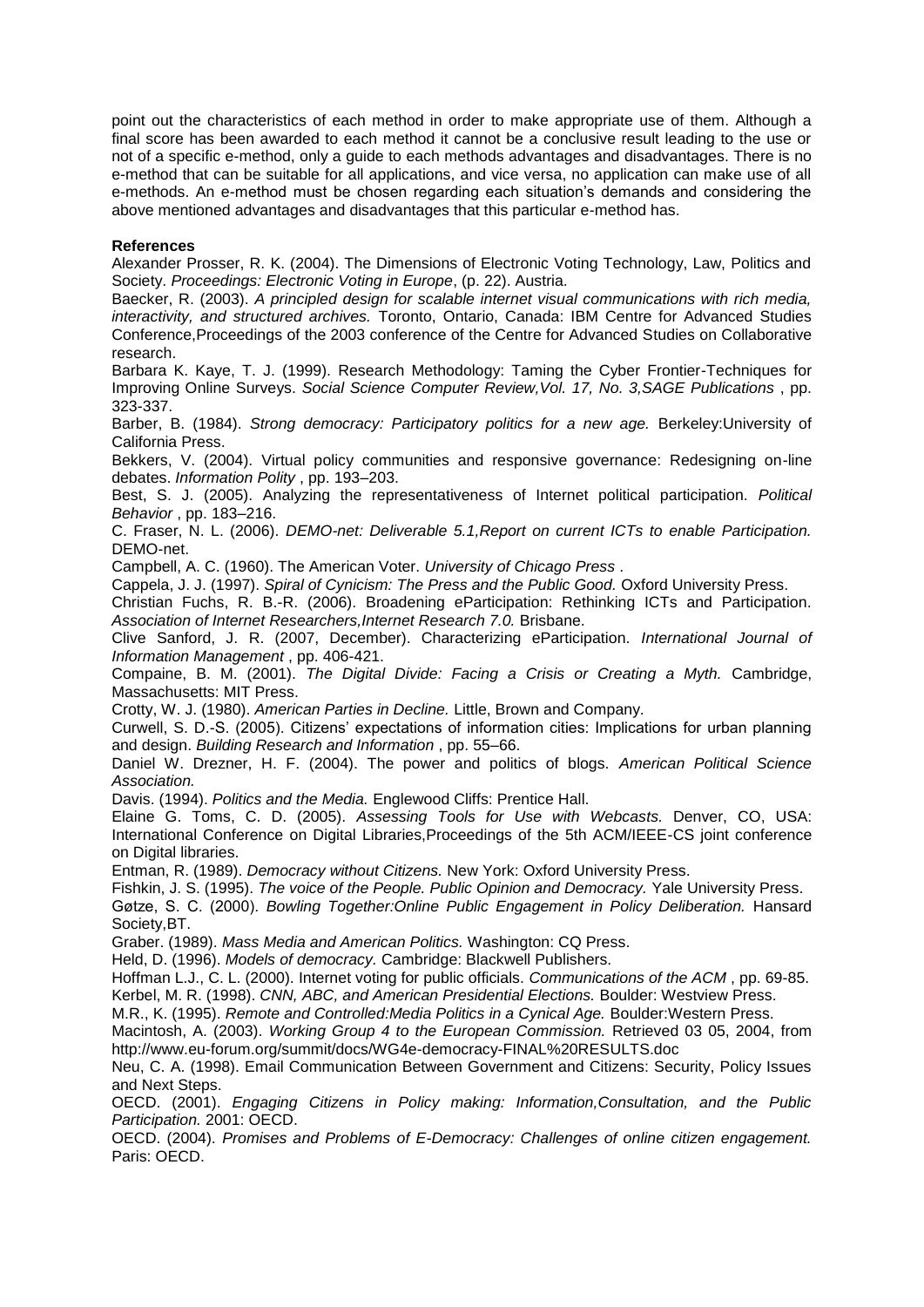point out the characteristics of each method in order to make appropriate use of them. Although a final score has been awarded to each method it cannot be a conclusive result leading to the use or not of a specific e-method, only a guide to each methods advantages and disadvantages. There is no e-method that can be suitable for all applications, and vice versa, no application can make use of all e-methods. An e-method must be chosen regarding each situation's demands and considering the above mentioned advantages and disadvantages that this particular e-method has.

**References**

Alexander Prosser, R. K. (2004). The Dimensions of Electronic Voting Technology, Law, Politics and Society. *Proceedings: Electronic Voting in Europe*, (p. 22). Austria.

Baecker, R. (2003). *A principled design for scalable internet visual communications with rich media, interactivity, and structured archives.* Toronto, Ontario, Canada: IBM Centre for Advanced Studies Conference,Proceedings of the 2003 conference of the Centre for Advanced Studies on Collaborative research.

Barbara K. Kaye, T. J. (1999). Research Methodology: Taming the Cyber Frontier-Techniques for Improving Online Surveys. *Social Science Computer Review,Vol. 17, No. 3,SAGE Publications* , pp. 323-337.

Barber, B. (1984). *Strong democracy: Participatory politics for a new age.* Berkeley:University of California Press.

Bekkers, V. (2004). Virtual policy communities and responsive governance: Redesigning on-line debates. *Information Polity* , pp. 193–203.

Best, S. J. (2005). Analyzing the representativeness of Internet political participation. *Political Behavior* , pp. 183–216.

C. Fraser, N. L. (2006). *DEMO-net: Deliverable 5.1,Report on current ICTs to enable Participation.* DEMO-net.

Campbell, A. C. (1960). The American Voter. *University of Chicago Press* .

Cappela, J. J. (1997). *Spiral of Cynicism: The Press and the Public Good.* Oxford University Press.

Christian Fuchs, R. B.-R. (2006). Broadening eParticipation: Rethinking ICTs and Participation. *Association of Internet Researchers,Internet Research 7.0.* Brisbane.

Clive Sanford, J. R. (2007, December). Characterizing eParticipation. *International Journal of Information Management* , pp. 406-421.

Compaine, B. M. (2001). *The Digital Divide: Facing a Crisis or Creating a Myth.* Cambridge, Massachusetts: MIT Press.

Crotty, W. J. (1980). *American Parties in Decline.* Little, Brown and Company.

Curwell, S. D.-S. (2005). Citizens' expectations of information cities: Implications for urban planning and design. *Building Research and Information* , pp. 55–66.

Daniel W. Drezner, H. F. (2004). The power and politics of blogs. *American Political Science Association.*

Davis. (1994). *Politics and the Media.* Englewood Cliffs: Prentice Hall.

Elaine G. Toms, C. D. (2005). *Assessing Tools for Use with Webcasts.* Denver, CO, USA: International Conference on Digital Libraries,Proceedings of the 5th ACM/IEEE-CS joint conference on Digital libraries.

Entman, R. (1989). *Democracy without Citizens.* New York: Oxford University Press.

Fishkin, J. S. (1995). *The voice of the People. Public Opinion and Democracy.* Yale University Press.

Gøtze, S. C. (2000). *Bowling Together:Online Public Engagement in Policy Deliberation.* Hansard Society,BT.

Graber. (1989). *Mass Media and American Politics.* Washington: CQ Press.

Held, D. (1996). *Models of democracy.* Cambridge: Blackwell Publishers.

Hoffman L.J., C. L. (2000). Internet voting for public officials. *Communications of the ACM* , pp. 69-85.

Kerbel, M. R. (1998). *CNN, ABC, and American Presidential Elections.* Boulder: Westview Press.

M.R., K. (1995). *Remote and Controlled:Media Politics in a Cynical Age.* Boulder:Western Press.

Macintosh, A. (2003). *Working Group 4 to the European Commission.* Retrieved 03 05, 2004, from http://www.eu-forum.org/summit/docs/WG4e-democracy-FINAL%20RESULTS.doc

Neu, C. A. (1998). Email Communication Between Government and Citizens: Security, Policy Issues and Next Steps.

OECD. (2001). *Engaging Citizens in Policy making: Information,Consultation, and the Public Participation.* 2001: OECD.

OECD. (2004). *Promises and Problems of E-Democracy: Challenges of online citizen engagement.* Paris: OECD.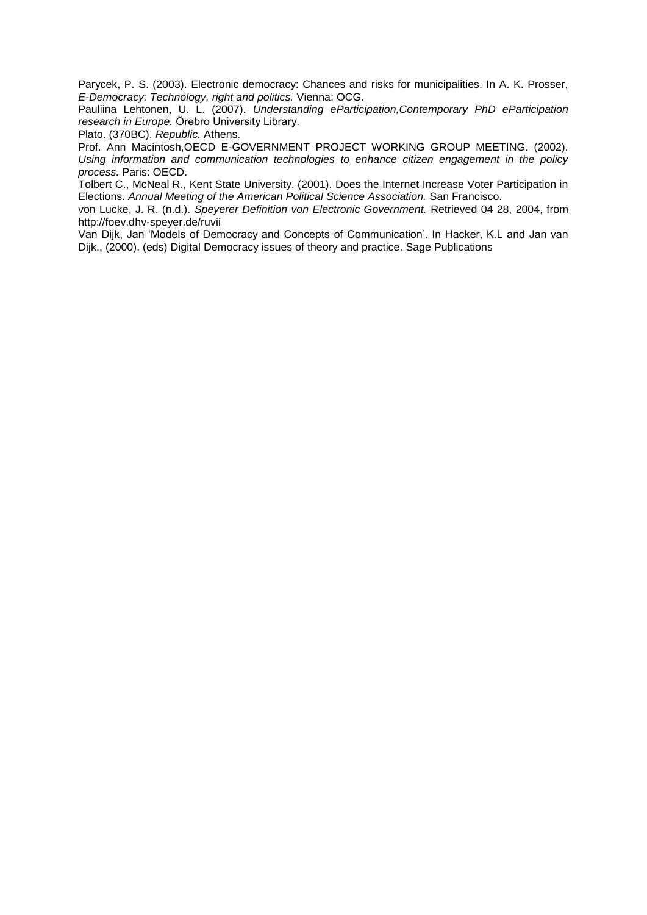Parycek, P. S. (2003). Electronic democracy: Chances and risks for municipalities. In A. K. Prosser, *E-Democracy: Technology, right and politics.* Vienna: OCG.

Pauliina Lehtonen, U. L. (2007). *Understanding eParticipation,Contemporary PhD eParticipation research in Europe.* Örebro University Library.

Plato. (370BC). *Republic.* Athens.

Prof. Ann Macintosh,OECD E-GOVERNMENT PROJECT WORKING GROUP MEETING. (2002). *Using information and communication technologies to enhance citizen engagement in the policy process.* Paris: OECD.

Tolbert C., McNeal R., Kent State University. (2001). Does the Internet Increase Voter Participation in Elections. *Annual Meeting of the American Political Science Association.* San Francisco.

von Lucke, J. R. (n.d.). *Speyerer Definition von Electronic Government.* Retrieved 04 28, 2004, from http://foev.dhv-speyer.de/ruvii

Van Dijk, Jan 'Models of Democracy and Concepts of Communication'. In Hacker, K.L and Jan van Dijk., (2000). (eds) Digital Democracy issues of theory and practice. Sage Publications